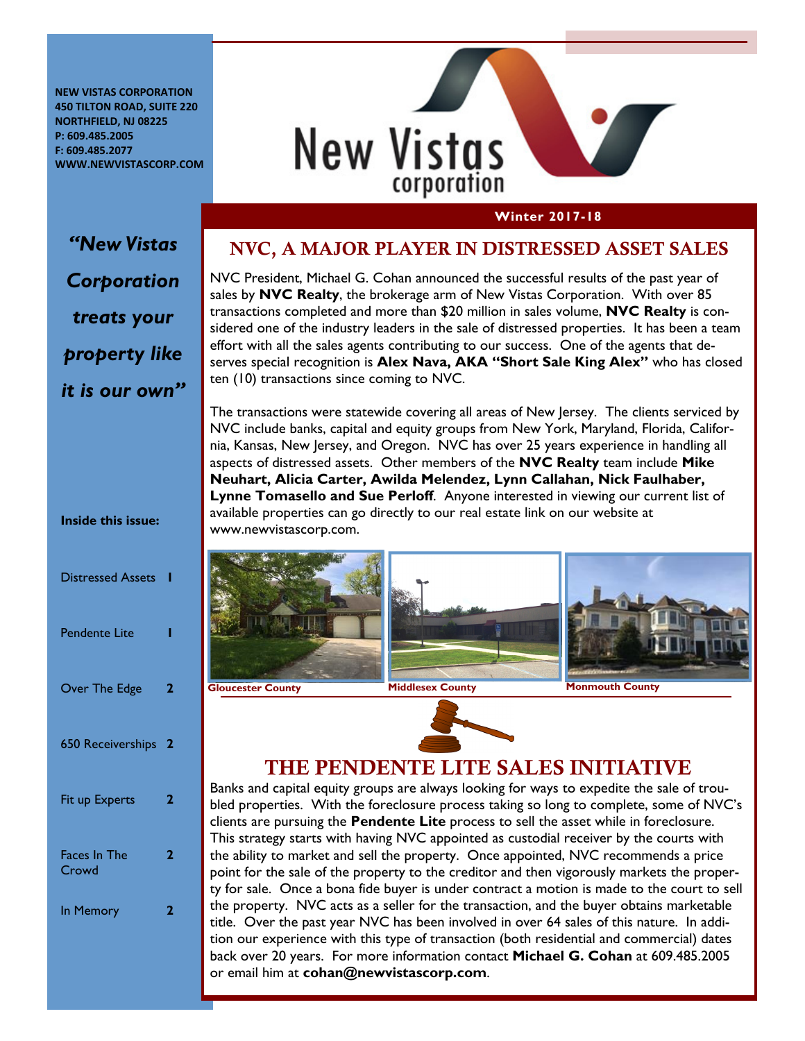NEW VISTAS CORPORATION
450 TILTON ROAD, SUITE 220
NORTHFIELD, NJ 08225
P: 609.485.2005
F: 609.485.2077
WWW.NEWVISTASCORP.COM

New Vistas corporation

**Winter 2017-18**

*"New Vistas Corporation treats your property like it is our own"*

**Inside this issue:**

| | |
|---|---|
| Distressed Assets | 1 |
| Pendente Lite | 1 |
| Over The Edge | 2 |
| 650 Receiverships | 2 |
| Fit up Experts | 2 |
| Faces In The Crowd | 2 |
| In Memory | 2 |

## NVC, A MAJOR PLAYER IN DISTRESSED ASSET SALES

NVC President, Michael G. Cohan announced the successful results of the past year of sales by **NVC Realty**, the brokerage arm of New Vistas Corporation. With over 85 transactions completed and more than $20 million in sales volume, **NVC Realty** is considered one of the industry leaders in the sale of distressed properties. It has been a team effort with all the sales agents contributing to our success. One of the agents that deserves special recognition is **Alex Nava, AKA "Short Sale King Alex"** who has closed ten (10) transactions since coming to NVC.

The transactions were statewide covering all areas of New Jersey. The clients serviced by NVC include banks, capital and equity groups from New York, Maryland, Florida, California, Kansas, New Jersey, and Oregon. NVC has over 25 years experience in handling all aspects of distressed assets. Other members of the **NVC Realty** team include **Mike Neuhart, Alicia Carter, Awilda Melendez, Lynn Callahan, Nick Faulhaber, Lynne Tomasello and Sue Perloff**. Anyone interested in viewing our current list of available properties can go directly to our real estate link on our website at www.newvistascorp.com.

Gloucester County

Middlesex County

Monmouth County

## THE PENDENTE LITE SALES INITIATIVE

Banks and capital equity groups are always looking for ways to expedite the sale of troubled properties. With the foreclosure process taking so long to complete, some of NVC's clients are pursuing the **Pendente Lite** process to sell the asset while in foreclosure. This strategy starts with having NVC appointed as custodial receiver by the courts with the ability to market and sell the property. Once appointed, NVC recommends a price point for the sale of the property to the creditor and then vigorously markets the property for sale. Once a bona fide buyer is under contract a motion is made to the court to sell the property. NVC acts as a seller for the transaction, and the buyer obtains marketable title. Over the past year NVC has been involved in over 64 sales of this nature. In addition our experience with this type of transaction (both residential and commercial) dates back over 20 years. For more information contact **Michael G. Cohan** at 609.485.2005 or email him at **cohan@newvistascorp.com**.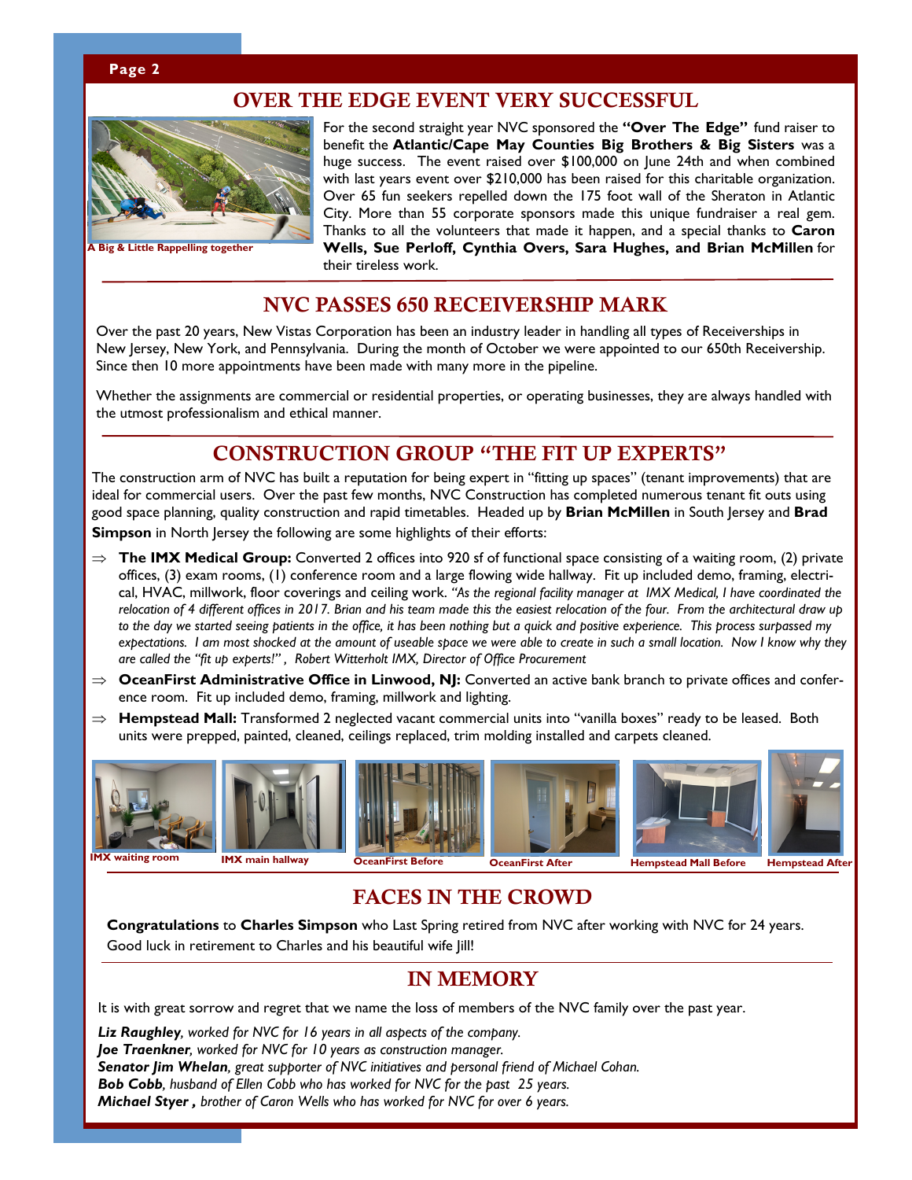## OVER THE EDGE EVENT VERY SUCCESSFUL

A Big & Little Rappelling together

For the second straight year NVC sponsored the **"Over The Edge"** fund raiser to benefit the **Atlantic/Cape May Counties Big Brothers & Big Sisters** was a huge success. The event raised over $100,000 on June 24th and when combined with last years event over $210,000 has been raised for this charitable organization. Over 65 fun seekers repelled down the 175 foot wall of the Sheraton in Atlantic City. More than 55 corporate sponsors made this unique fundraiser a real gem. Thanks to all the volunteers that made it happen, and a special thanks to **Caron Wells, Sue Perloff, Cynthia Overs, Sara Hughes, and Brian McMillen** for their tireless work.

## NVC PASSES 650 RECEIVERSHIP MARK

Over the past 20 years, New Vistas Corporation has been an industry leader in handling all types of Receiverships in New Jersey, New York, and Pennsylvania. During the month of October we were appointed to our 650th Receivership. Since then 10 more appointments have been made with many more in the pipeline.

Whether the assignments are commercial or residential properties, or operating businesses, they are always handled with the utmost professionalism and ethical manner.

## CONSTRUCTION GROUP "THE FIT UP EXPERTS"

The construction arm of NVC has built a reputation for being expert in "fitting up spaces" (tenant improvements) that are ideal for commercial users. Over the past few months, NVC Construction has completed numerous tenant fit outs using good space planning, quality construction and rapid timetables. Headed up by **Brian McMillen** in South Jersey and **Brad Simpson** in North Jersey the following are some highlights of their efforts:

- **The IMX Medical Group:** Converted 2 offices into 920 sf of functional space consisting of a waiting room, (2) private offices, (3) exam rooms, (1) conference room and a large flowing wide hallway. Fit up included demo, framing, electrical, HVAC, millwork, floor coverings and ceiling work. *"As the regional facility manager at IMX Medical, I have coordinated the relocation of 4 different offices in 2017. Brian and his team made this the easiest relocation of the four. From the architectural draw up to the day we started seeing patients in the office, it has been nothing but a quick and positive experience. This process surpassed my expectations. I am most shocked at the amount of useable space we were able to create in such a small location. Now I know why they are called the "fit up experts!", Robert Witterholt IMX, Director of Office Procurement*
- **OceanFirst Administrative Office in Linwood, NJ:** Converted an active bank branch to private offices and conference room. Fit up included demo, framing, millwork and lighting.
- **Hempstead Mall:** Transformed 2 neglected vacant commercial units into "vanilla boxes" ready to be leased. Both units were prepped, painted, cleaned, ceilings replaced, trim molding installed and carpets cleaned.

IMX waiting room

IMX main hallway

OceanFirst Before

OceanFirst After

Hempstead Mall Before

Hempstead After

## FACES IN THE CROWD

**Congratulations** to **Charles Simpson** who Last Spring retired from NVC after working with NVC for 24 years. Good luck in retirement to Charles and his beautiful wife Jill!

## IN MEMORY

It is with great sorrow and regret that we name the loss of members of the NVC family over the past year.

***Liz Raughley***, *worked for NVC for 16 years in all aspects of the company.*
***Joe Traenkner***, *worked for NVC for 10 years as construction manager.*
***Senator Jim Whelan***, *great supporter of NVC initiatives and personal friend of Michael Cohan.*
***Bob Cobb***, *husband of Ellen Cobb who has worked for NVC for the past 25 years.*
***Michael Styer ,*** *brother of Caron Wells who has worked for NVC for over 6 years.*